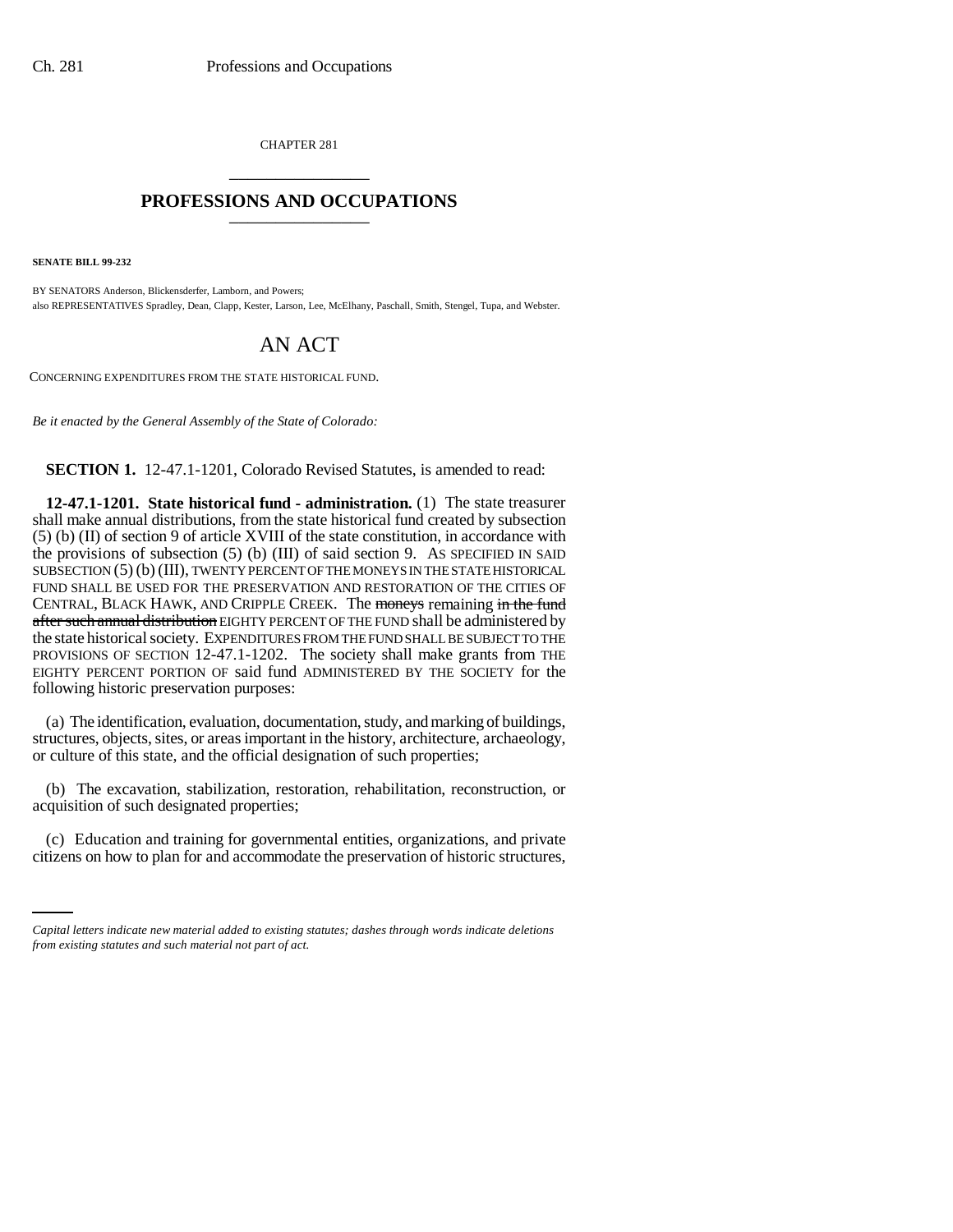CHAPTER 281

# PROFESSIONS AND OCCUPATIONS

**SENATE BILL 99-232**

BY SENATORS Anderson, Blickensderfer, Lamborn, and Powers;
also REPRESENTATIVES Spradley, Dean, Clapp, Kester, Larson, Lee, McElhany, Paschall, Smith, Stengel, Tupa, and Webster.

# AN ACT

CONCERNING EXPENDITURES FROM THE STATE HISTORICAL FUND.

*Be it enacted by the General Assembly of the State of Colorado:*

**SECTION 1.** 12-47.1-1201, Colorado Revised Statutes, is amended to read:

**12-47.1-1201. State historical fund - administration.** (1) The state treasurer shall make annual distributions, from the state historical fund created by subsection (5) (b) (II) of section 9 of article XVIII of the state constitution, in accordance with the provisions of subsection (5) (b) (III) of said section 9. AS SPECIFIED IN SAID SUBSECTION (5) (b) (III), TWENTY PERCENT OF THE MONEYS IN THE STATE HISTORICAL FUND SHALL BE USED FOR THE PRESERVATION AND RESTORATION OF THE CITIES OF CENTRAL, BLACK HAWK, AND CRIPPLE CREEK. The ~~moneys~~ remaining ~~in the fund after such annual distribution~~ EIGHTY PERCENT OF THE FUND shall be administered by the state historical society. EXPENDITURES FROM THE FUND SHALL BE SUBJECT TO THE PROVISIONS OF SECTION 12-47.1-1202. The society shall make grants from THE EIGHTY PERCENT PORTION OF said fund ADMINISTERED BY THE SOCIETY for the following historic preservation purposes:

(a) The identification, evaluation, documentation, study, and marking of buildings, structures, objects, sites, or areas important in the history, architecture, archaeology, or culture of this state, and the official designation of such properties;

(b) The excavation, stabilization, restoration, rehabilitation, reconstruction, or acquisition of such designated properties;

(c) Education and training for governmental entities, organizations, and private citizens on how to plan for and accommodate the preservation of historic structures,

*Capital letters indicate new material added to existing statutes; dashes through words indicate deletions from existing statutes and such material not part of act.*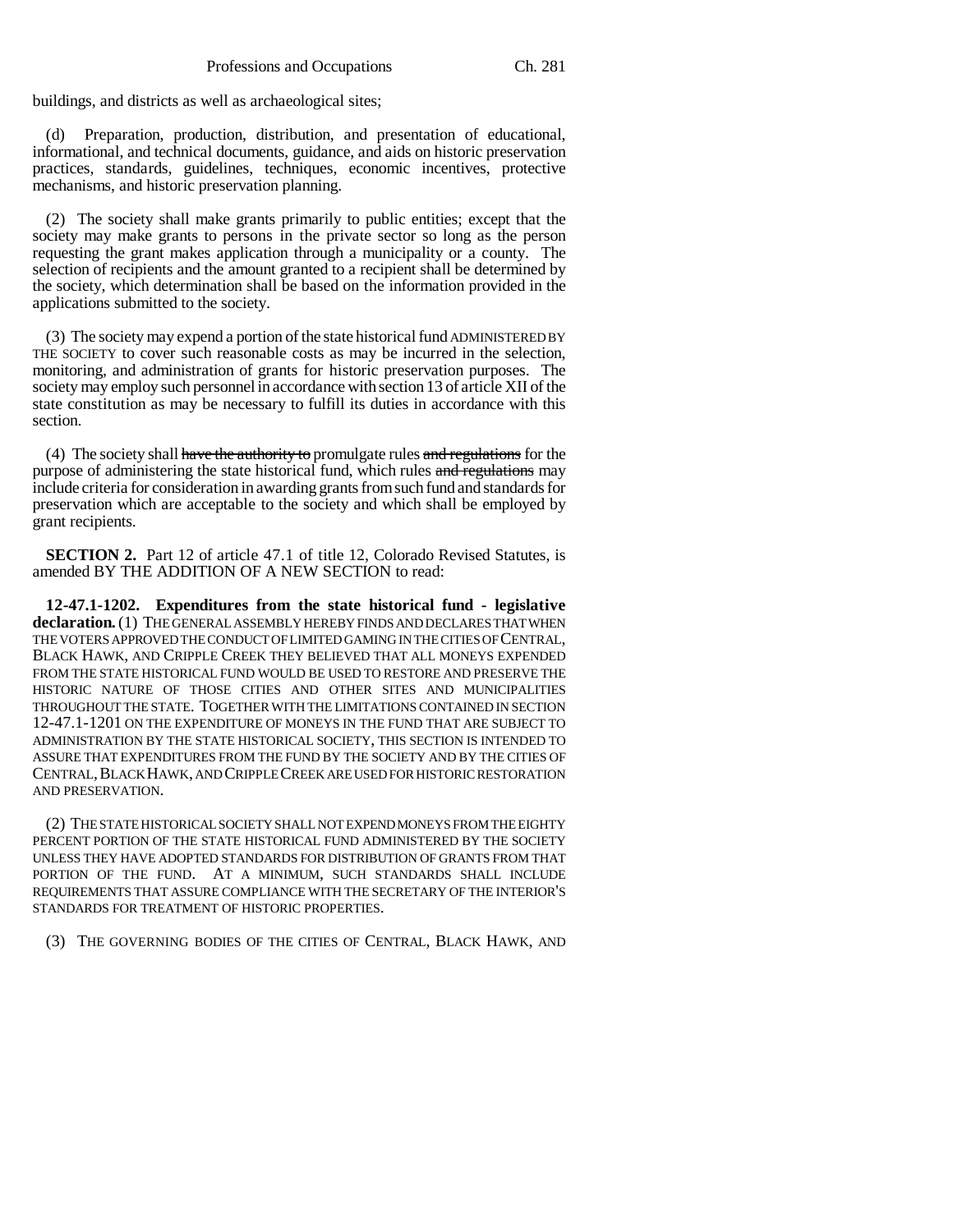buildings, and districts as well as archaeological sites;

(d) Preparation, production, distribution, and presentation of educational, informational, and technical documents, guidance, and aids on historic preservation practices, standards, guidelines, techniques, economic incentives, protective mechanisms, and historic preservation planning.

(2) The society shall make grants primarily to public entities; except that the society may make grants to persons in the private sector so long as the person requesting the grant makes application through a municipality or a county. The selection of recipients and the amount granted to a recipient shall be determined by the society, which determination shall be based on the information provided in the applications submitted to the society.

(3) The society may expend a portion of the state historical fund ADMINISTERED BY THE SOCIETY to cover such reasonable costs as may be incurred in the selection, monitoring, and administration of grants for historic preservation purposes. The society may employ such personnel in accordance with section 13 of article XII of the state constitution as may be necessary to fulfill its duties in accordance with this section.

(4) The society shall ~~have the authority to~~ promulgate rules ~~and regulations~~ for the purpose of administering the state historical fund, which rules ~~and regulations~~ may include criteria for consideration in awarding grants from such fund and standards for preservation which are acceptable to the society and which shall be employed by grant recipients.

**SECTION 2.** Part 12 of article 47.1 of title 12, Colorado Revised Statutes, is amended BY THE ADDITION OF A NEW SECTION to read:

**12-47.1-1202. Expenditures from the state historical fund - legislative declaration.** (1) THE GENERAL ASSEMBLY HEREBY FINDS AND DECLARES THAT WHEN THE VOTERS APPROVED THE CONDUCT OF LIMITED GAMING IN THE CITIES OF CENTRAL, BLACK HAWK, AND CRIPPLE CREEK THEY BELIEVED THAT ALL MONEYS EXPENDED FROM THE STATE HISTORICAL FUND WOULD BE USED TO RESTORE AND PRESERVE THE HISTORIC NATURE OF THOSE CITIES AND OTHER SITES AND MUNICIPALITIES THROUGHOUT THE STATE. TOGETHER WITH THE LIMITATIONS CONTAINED IN SECTION 12-47.1-1201 ON THE EXPENDITURE OF MONEYS IN THE FUND THAT ARE SUBJECT TO ADMINISTRATION BY THE STATE HISTORICAL SOCIETY, THIS SECTION IS INTENDED TO ASSURE THAT EXPENDITURES FROM THE FUND BY THE SOCIETY AND BY THE CITIES OF CENTRAL, BLACK HAWK, AND CRIPPLE CREEK ARE USED FOR HISTORIC RESTORATION AND PRESERVATION.

(2) THE STATE HISTORICAL SOCIETY SHALL NOT EXPEND MONEYS FROM THE EIGHTY PERCENT PORTION OF THE STATE HISTORICAL FUND ADMINISTERED BY THE SOCIETY UNLESS THEY HAVE ADOPTED STANDARDS FOR DISTRIBUTION OF GRANTS FROM THAT PORTION OF THE FUND. AT A MINIMUM, SUCH STANDARDS SHALL INCLUDE REQUIREMENTS THAT ASSURE COMPLIANCE WITH THE SECRETARY OF THE INTERIOR'S STANDARDS FOR TREATMENT OF HISTORIC PROPERTIES.

(3) THE GOVERNING BODIES OF THE CITIES OF CENTRAL, BLACK HAWK, AND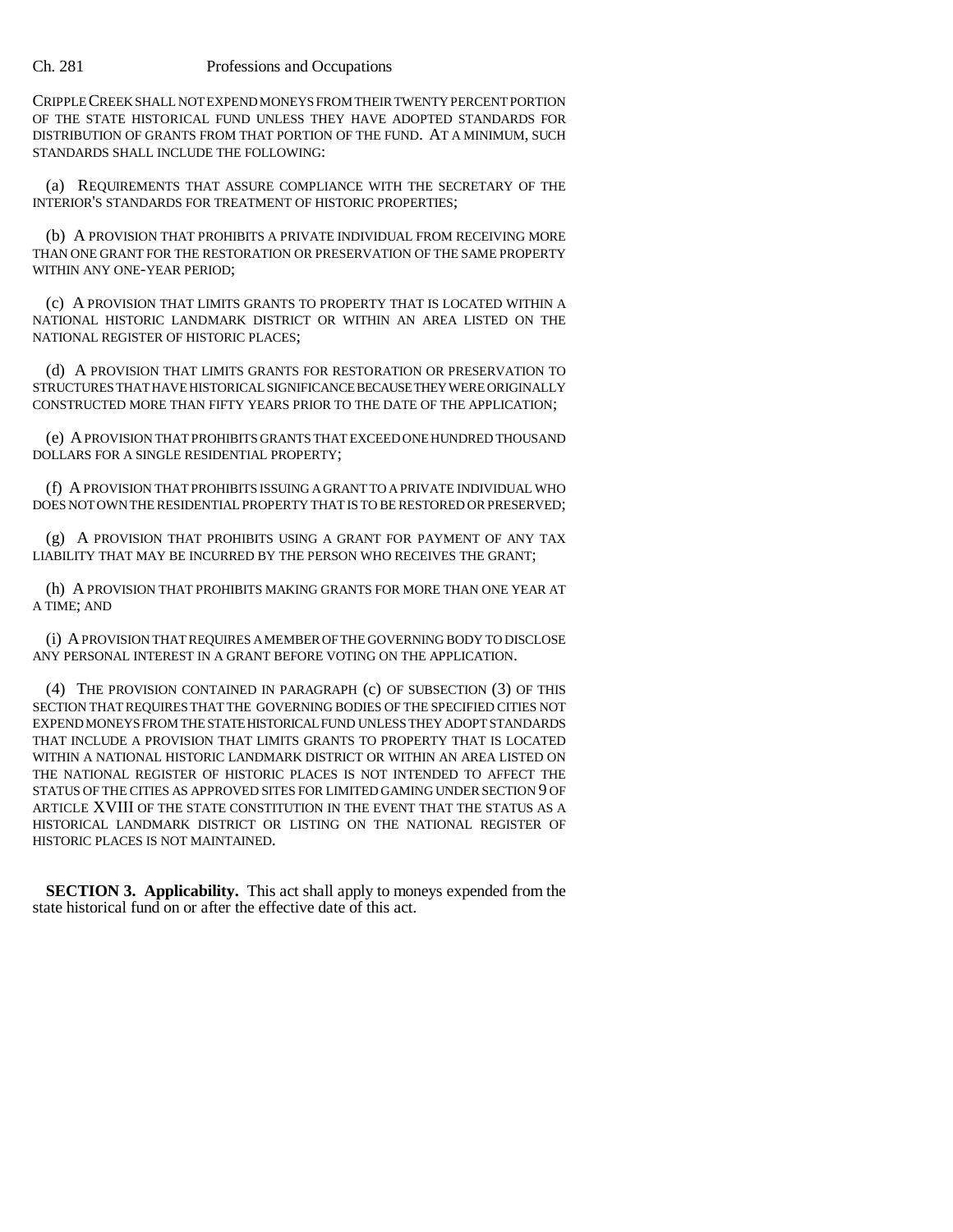CRIPPLE CREEK SHALL NOT EXPEND MONEYS FROM THEIR TWENTY PERCENT PORTION OF THE STATE HISTORICAL FUND UNLESS THEY HAVE ADOPTED STANDARDS FOR DISTRIBUTION OF GRANTS FROM THAT PORTION OF THE FUND. AT A MINIMUM, SUCH STANDARDS SHALL INCLUDE THE FOLLOWING:

(a) REQUIREMENTS THAT ASSURE COMPLIANCE WITH THE SECRETARY OF THE INTERIOR'S STANDARDS FOR TREATMENT OF HISTORIC PROPERTIES;

(b) A PROVISION THAT PROHIBITS A PRIVATE INDIVIDUAL FROM RECEIVING MORE THAN ONE GRANT FOR THE RESTORATION OR PRESERVATION OF THE SAME PROPERTY WITHIN ANY ONE-YEAR PERIOD;

(c) A PROVISION THAT LIMITS GRANTS TO PROPERTY THAT IS LOCATED WITHIN A NATIONAL HISTORIC LANDMARK DISTRICT OR WITHIN AN AREA LISTED ON THE NATIONAL REGISTER OF HISTORIC PLACES;

(d) A PROVISION THAT LIMITS GRANTS FOR RESTORATION OR PRESERVATION TO STRUCTURES THAT HAVE HISTORICAL SIGNIFICANCE BECAUSE THEY WERE ORIGINALLY CONSTRUCTED MORE THAN FIFTY YEARS PRIOR TO THE DATE OF THE APPLICATION;

(e) A PROVISION THAT PROHIBITS GRANTS THAT EXCEED ONE HUNDRED THOUSAND DOLLARS FOR A SINGLE RESIDENTIAL PROPERTY;

(f) A PROVISION THAT PROHIBITS ISSUING A GRANT TO A PRIVATE INDIVIDUAL WHO DOES NOT OWN THE RESIDENTIAL PROPERTY THAT IS TO BE RESTORED OR PRESERVED;

(g) A PROVISION THAT PROHIBITS USING A GRANT FOR PAYMENT OF ANY TAX LIABILITY THAT MAY BE INCURRED BY THE PERSON WHO RECEIVES THE GRANT;

(h) A PROVISION THAT PROHIBITS MAKING GRANTS FOR MORE THAN ONE YEAR AT A TIME; AND

(i) A PROVISION THAT REQUIRES A MEMBER OF THE GOVERNING BODY TO DISCLOSE ANY PERSONAL INTEREST IN A GRANT BEFORE VOTING ON THE APPLICATION.

(4) THE PROVISION CONTAINED IN PARAGRAPH (c) OF SUBSECTION (3) OF THIS SECTION THAT REQUIRES THAT THE GOVERNING BODIES OF THE SPECIFIED CITIES NOT EXPEND MONEYS FROM THE STATE HISTORICAL FUND UNLESS THEY ADOPT STANDARDS THAT INCLUDE A PROVISION THAT LIMITS GRANTS TO PROPERTY THAT IS LOCATED WITHIN A NATIONAL HISTORIC LANDMARK DISTRICT OR WITHIN AN AREA LISTED ON THE NATIONAL REGISTER OF HISTORIC PLACES IS NOT INTENDED TO AFFECT THE STATUS OF THE CITIES AS APPROVED SITES FOR LIMITED GAMING UNDER SECTION 9 OF ARTICLE XVIII OF THE STATE CONSTITUTION IN THE EVENT THAT THE STATUS AS A HISTORICAL LANDMARK DISTRICT OR LISTING ON THE NATIONAL REGISTER OF HISTORIC PLACES IS NOT MAINTAINED.

**SECTION 3. Applicability.** This act shall apply to moneys expended from the state historical fund on or after the effective date of this act.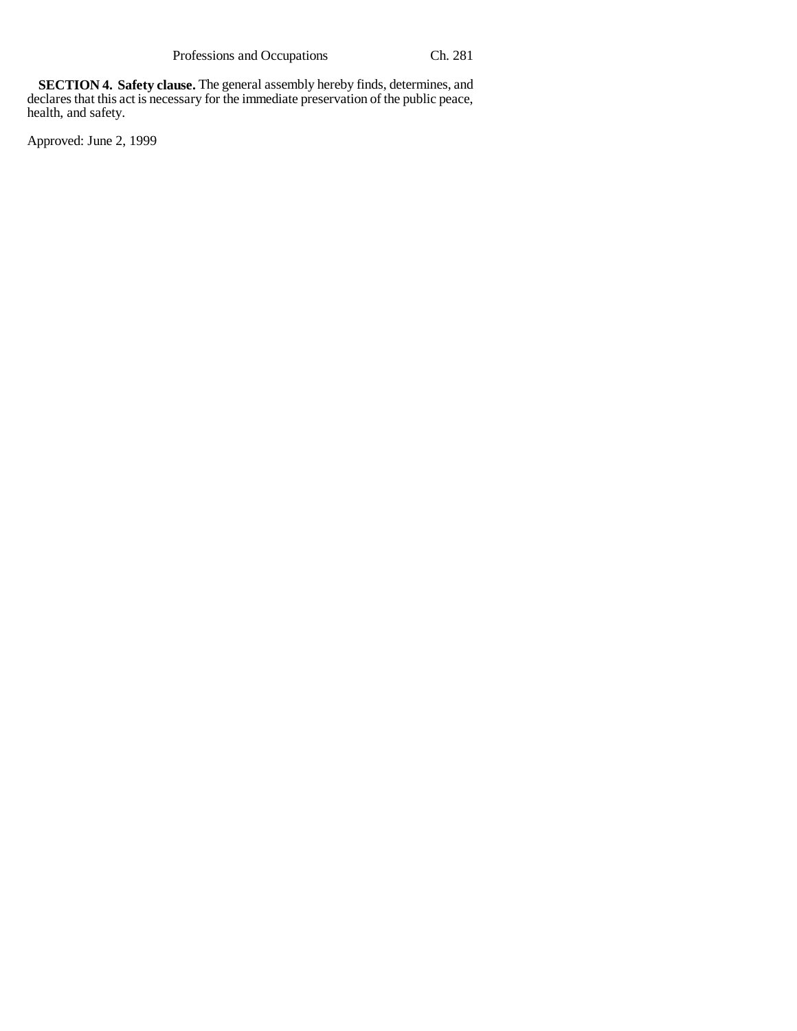**SECTION 4. Safety clause.** The general assembly hereby finds, determines, and declares that this act is necessary for the immediate preservation of the public peace, health, and safety.

Approved: June 2, 1999